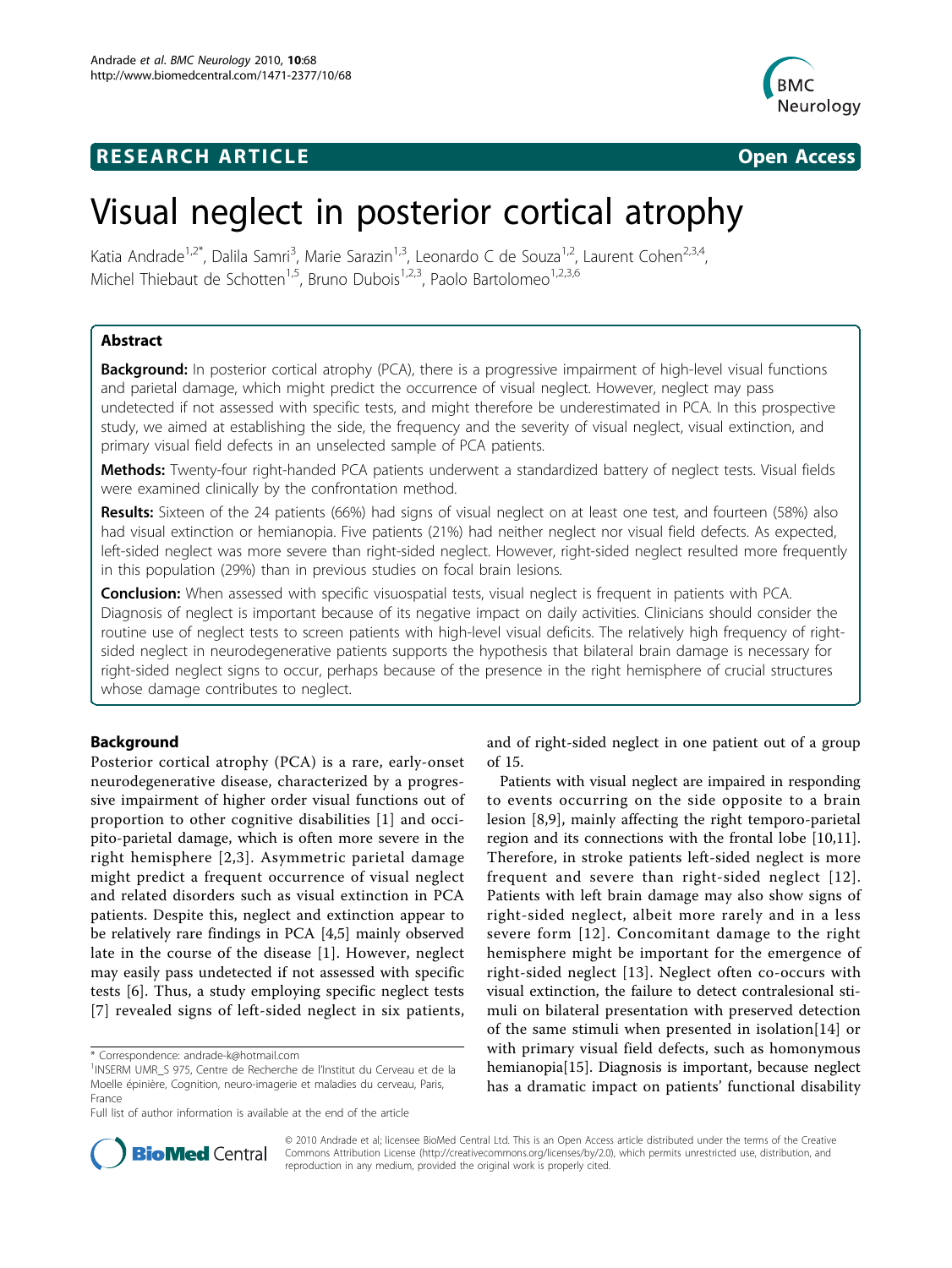# Visual neglect in posterior cortical atrophy

Katia Andrade[1,2*], Dalila Samri[3], Marie Sarazin[1,3], Leonardo C de Souza[1,2], Laurent Cohen[2,3,4], Michel Thiebaut de Schotten[1,5], Bruno Dubois[1,2,3], Paolo Bartolomeo[1,2,3,6]

## Abstract

**Background:** In posterior cortical atrophy (PCA), there is a progressive impairment of high-level visual functions and parietal damage, which might predict the occurrence of visual neglect. However, neglect may pass undetected if not assessed with specific tests, and might therefore be underestimated in PCA. In this prospective study, we aimed at establishing the side, the frequency and the severity of visual neglect, visual extinction, and primary visual field defects in an unselected sample of PCA patients.

**Methods:** Twenty-four right-handed PCA patients underwent a standardized battery of neglect tests. Visual fields were examined clinically by the confrontation method.

**Results:** Sixteen of the 24 patients (66%) had signs of visual neglect on at least one test, and fourteen (58%) also had visual extinction or hemianopia. Five patients (21%) had neither neglect nor visual field defects. As expected, left-sided neglect was more severe than right-sided neglect. However, right-sided neglect resulted more frequently in this population (29%) than in previous studies on focal brain lesions.

**Conclusion:** When assessed with specific visuospatial tests, visual neglect is frequent in patients with PCA. Diagnosis of neglect is important because of its negative impact on daily activities. Clinicians should consider the routine use of neglect tests to screen patients with high-level visual deficits. The relatively high frequency of right-sided neglect in neurodegenerative patients supports the hypothesis that bilateral brain damage is necessary for right-sided neglect signs to occur, perhaps because of the presence in the right hemisphere of crucial structures whose damage contributes to neglect.

## Background

Posterior cortical atrophy (PCA) is a rare, early-onset neurodegenerative disease, characterized by a progressive impairment of higher order visual functions out of proportion to other cognitive disabilities [1] and occipito-parietal damage, which is often more severe in the right hemisphere [2,3]. Asymmetric parietal damage might predict a frequent occurrence of visual neglect and related disorders such as visual extinction in PCA patients. Despite this, neglect and extinction appear to be relatively rare findings in PCA [4,5] mainly observed late in the course of the disease [1]. However, neglect may easily pass undetected if not assessed with specific tests [6]. Thus, a study employing specific neglect tests [7] revealed signs of left-sided neglect in six patients, and of right-sided neglect in one patient out of a group of 15.

Patients with visual neglect are impaired in responding to events occurring on the side opposite to a brain lesion [8,9], mainly affecting the right temporo-parietal region and its connections with the frontal lobe [10,11]. Therefore, in stroke patients left-sided neglect is more frequent and severe than right-sided neglect [12]. Patients with left brain damage may also show signs of right-sided neglect, albeit more rarely and in a less severe form [12]. Concomitant damage to the right hemisphere might be important for the emergence of right-sided neglect [13]. Neglect often co-occurs with visual extinction, the failure to detect contralesional stimuli on bilateral presentation with preserved detection of the same stimuli when presented in isolation[14] or with primary visual field defects, such as homonymous hemianopia[15]. Diagnosis is important, because neglect has a dramatic impact on patients' functional disability

* Correspondence: andrade-k@hotmail.com

[1]INSERM UMR_S 975, Centre de Recherche de l'Institut du Cerveau et de la Moelle épinière, Cognition, neuro-imagerie et maladies du cerveau, Paris, France

Full list of author information is available at the end of the article

© 2010 Andrade et al; licensee BioMed Central Ltd. This is an Open Access article distributed under the terms of the Creative Commons Attribution License (http://creativecommons.org/licenses/by/2.0), which permits unrestricted use, distribution, and reproduction in any medium, provided the original work is properly cited.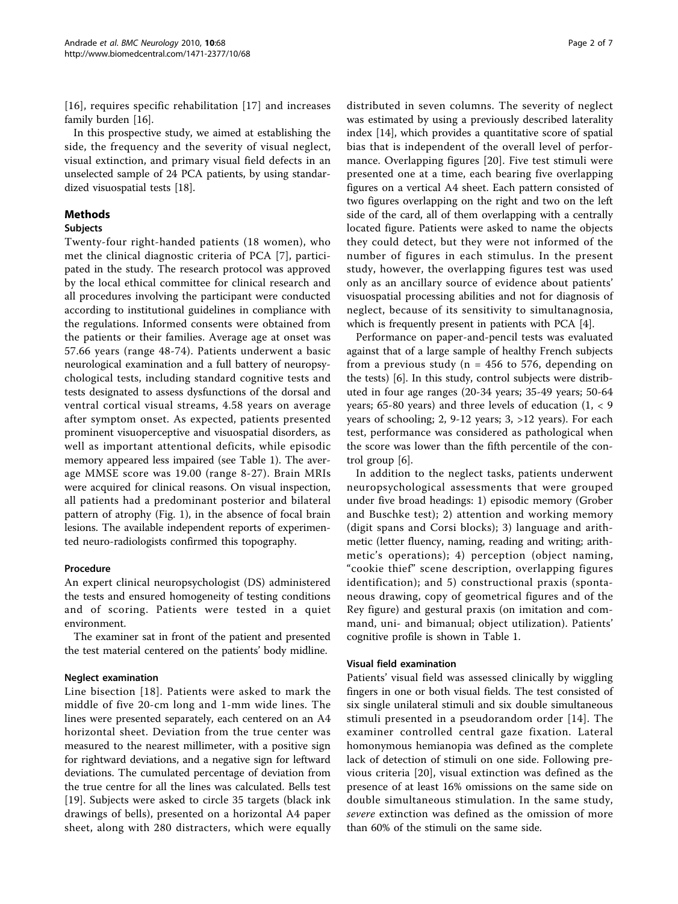[16], requires specific rehabilitation [17] and increases family burden [16].

In this prospective study, we aimed at establishing the side, the frequency and the severity of visual neglect, visual extinction, and primary visual field defects in an unselected sample of 24 PCA patients, by using standardized visuospatial tests [18].

## Methods

### Subjects

Twenty-four right-handed patients (18 women), who met the clinical diagnostic criteria of PCA [7], participated in the study. The research protocol was approved by the local ethical committee for clinical research and all procedures involving the participant were conducted according to institutional guidelines in compliance with the regulations. Informed consents were obtained from the patients or their families. Average age at onset was 57.66 years (range 48-74). Patients underwent a basic neurological examination and a full battery of neuropsychological tests, including standard cognitive tests and tests designated to assess dysfunctions of the dorsal and ventral cortical visual streams, 4.58 years on average after symptom onset. As expected, patients presented prominent visuoperceptive and visuospatial disorders, as well as important attentional deficits, while episodic memory appeared less impaired (see Table 1). The average MMSE score was 19.00 (range 8-27). Brain MRIs were acquired for clinical reasons. On visual inspection, all patients had a predominant posterior and bilateral pattern of atrophy (Fig. 1), in the absence of focal brain lesions. The available independent reports of experimented neuro-radiologists confirmed this topography.

### Procedure

An expert clinical neuropsychologist (DS) administered the tests and ensured homogeneity of testing conditions and of scoring. Patients were tested in a quiet environment.

The examiner sat in front of the patient and presented the test material centered on the patients' body midline.

### Neglect examination

Line bisection [18]. Patients were asked to mark the middle of five 20-cm long and 1-mm wide lines. The lines were presented separately, each centered on an A4 horizontal sheet. Deviation from the true center was measured to the nearest millimeter, with a positive sign for rightward deviations, and a negative sign for leftward deviations. The cumulated percentage of deviation from the true centre for all the lines was calculated. Bells test [19]. Subjects were asked to circle 35 targets (black ink drawings of bells), presented on a horizontal A4 paper sheet, along with 280 distracters, which were equally distributed in seven columns. The severity of neglect was estimated by using a previously described laterality index [14], which provides a quantitative score of spatial bias that is independent of the overall level of performance. Overlapping figures [20]. Five test stimuli were presented one at a time, each bearing five overlapping figures on a vertical A4 sheet. Each pattern consisted of two figures overlapping on the right and two on the left side of the card, all of them overlapping with a centrally located figure. Patients were asked to name the objects they could detect, but they were not informed of the number of figures in each stimulus. In the present study, however, the overlapping figures test was used only as an ancillary source of evidence about patients' visuospatial processing abilities and not for diagnosis of neglect, because of its sensitivity to simultanagnosia, which is frequently present in patients with PCA [4].

Performance on paper-and-pencil tests was evaluated against that of a large sample of healthy French subjects from a previous study (n = 456 to 576, depending on the tests) [6]. In this study, control subjects were distributed in four age ranges (20-34 years; 35-49 years; 50-64 years; 65-80 years) and three levels of education (1, < 9 years of schooling; 2, 9-12 years; 3, >12 years). For each test, performance was considered as pathological when the score was lower than the fifth percentile of the control group [6].

In addition to the neglect tasks, patients underwent neuropsychological assessments that were grouped under five broad headings: 1) episodic memory (Grober and Buschke test); 2) attention and working memory (digit spans and Corsi blocks); 3) language and arithmetic (letter fluency, naming, reading and writing; arithmetic's operations); 4) perception (object naming, "cookie thief" scene description, overlapping figures identification); and 5) constructional praxis (spontaneous drawing, copy of geometrical figures and of the Rey figure) and gestural praxis (on imitation and command, uni- and bimanual; object utilization). Patients' cognitive profile is shown in Table 1.

### Visual field examination

Patients' visual field was assessed clinically by wiggling fingers in one or both visual fields. The test consisted of six single unilateral stimuli and six double simultaneous stimuli presented in a pseudorandom order [14]. The examiner controlled central gaze fixation. Lateral homonymous hemianopia was defined as the complete lack of detection of stimuli on one side. Following previous criteria [20], visual extinction was defined as the presence of at least 16% omissions on the same side on double simultaneous stimulation. In the same study, *severe* extinction was defined as the omission of more than 60% of the stimuli on the same side.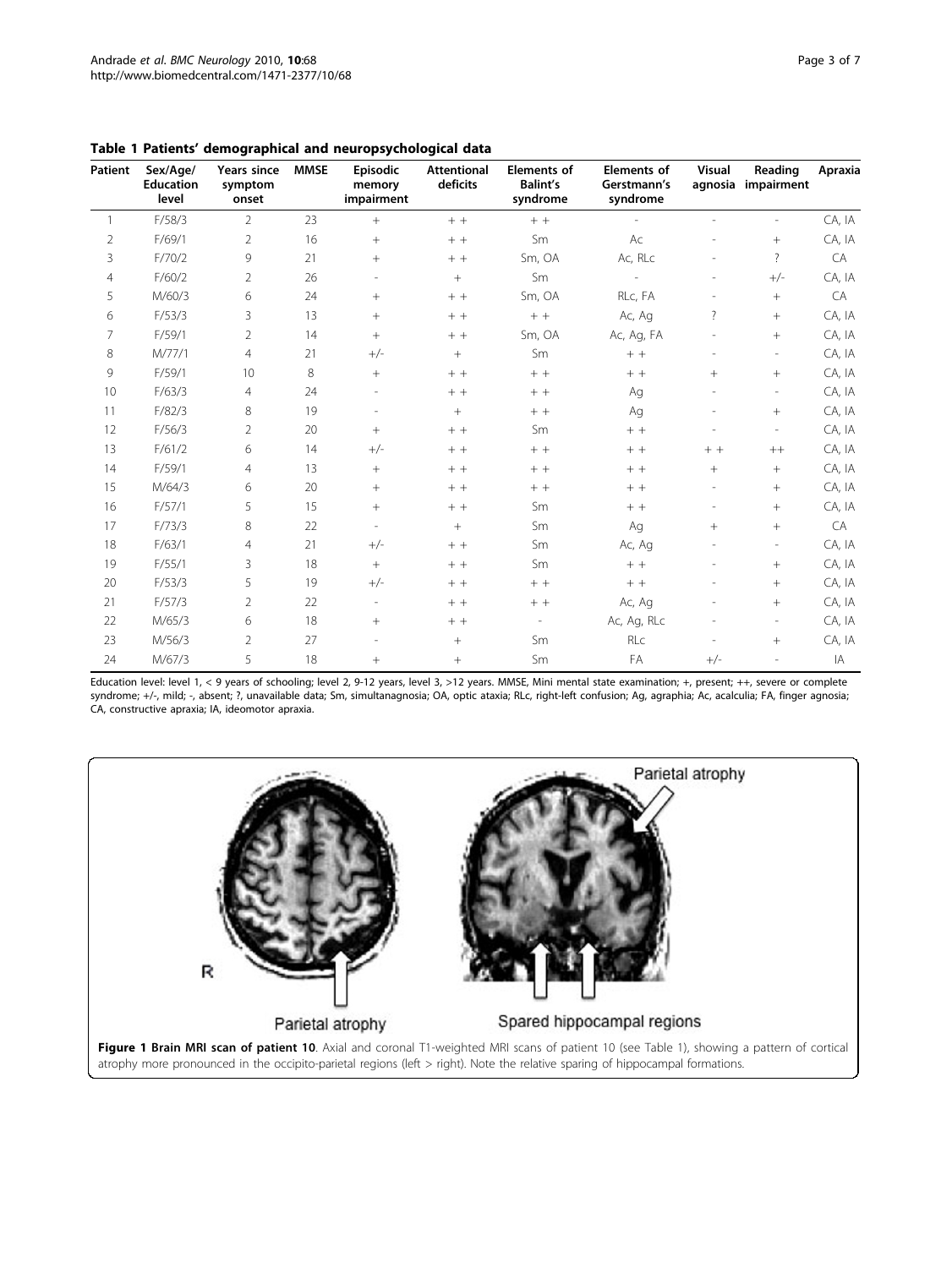**Table 1 Patients' demographical and neuropsychological data**

| Patient | Sex/Age/ Education level | Years since symptom onset | MMSE | Episodic memory impairment | Attentional deficits | Elements of Balint's syndrome | Elements of Gerstmann's syndrome | Visual agnosia | Reading impairment | Apraxia |
|---|---|---|---|---|---|---|---|---|---|---|
| 1 | F/58/3 | 2 | 23 | + | + + | + + | - | - | - | CA, IA |
| 2 | F/69/1 | 2 | 16 | + | + + | Sm | Ac | - | + | CA, IA |
| 3 | F/70/2 | 9 | 21 | + | + + | Sm, OA | Ac, RLc | - | ? | CA |
| 4 | F/60/2 | 2 | 26 | - | + | Sm | - | - | +/- | CA, IA |
| 5 | M/60/3 | 6 | 24 | + | + + | Sm, OA | RLc, FA | - | + | CA |
| 6 | F/53/3 | 3 | 13 | + | + + | + + | Ac, Ag | ? | + | CA, IA |
| 7 | F/59/1 | 2 | 14 | + | + + | Sm, OA | Ac, Ag, FA | - | + | CA, IA |
| 8 | M/77/1 | 4 | 21 | +/- | + | Sm | + + | - | - | CA, IA |
| 9 | F/59/1 | 10 | 8 | + | + + | + + | + + | + | + | CA, IA |
| 10 | F/63/3 | 4 | 24 | - | + + | + + | Ag | - | - | CA, IA |
| 11 | F/82/3 | 8 | 19 | - | + | + + | Ag | - | + | CA, IA |
| 12 | F/56/3 | 2 | 20 | + | + + | Sm | + + | - | - | CA, IA |
| 13 | F/61/2 | 6 | 14 | +/- | + + | + + | + + | + + | ++ | CA, IA |
| 14 | F/59/1 | 4 | 13 | + | + + | + + | + + | + | + | CA, IA |
| 15 | M/64/3 | 6 | 20 | + | + + | + + | + + | - | + | CA, IA |
| 16 | F/57/1 | 5 | 15 | + | + + | Sm | + + | - | + | CA, IA |
| 17 | F/73/3 | 8 | 22 | - | + | Sm | Ag | + | + | CA |
| 18 | F/63/1 | 4 | 21 | +/- | + + | Sm | Ac, Ag | - | - | CA, IA |
| 19 | F/55/1 | 3 | 18 | + | + + | Sm | + + | - | + | CA, IA |
| 20 | F/53/3 | 5 | 19 | +/- | + + | + + | + + | - | + | CA, IA |
| 21 | F/57/3 | 2 | 22 | - | + + | + + | Ac, Ag | - | + | CA, IA |
| 22 | M/65/3 | 6 | 18 | + | + + | - | Ac, Ag, RLc | - | - | CA, IA |
| 23 | M/56/3 | 2 | 27 | - | + | Sm | RLc | - | + | CA, IA |
| 24 | M/67/3 | 5 | 18 | + | + | Sm | FA | +/- | - | IA |

Education level: level 1, < 9 years of schooling; level 2, 9-12 years, level 3, >12 years. MMSE, Mini mental state examination; +, present; ++, severe or complete syndrome; +/-, mild; -, absent; ?, unavailable data; Sm, simultanagnosia; OA, optic ataxia; RLc, right-left confusion; Ag, agraphia; Ac, acalculia; FA, finger agnosia; CA, constructive apraxia; IA, ideomotor apraxia.

**Figure 1 Brain MRI scan of patient 10**. Axial and coronal T1-weighted MRI scans of patient 10 (see Table 1), showing a pattern of cortical atrophy more pronounced in the occipito-parietal regions (left > right). Note the relative sparing of hippocampal formations.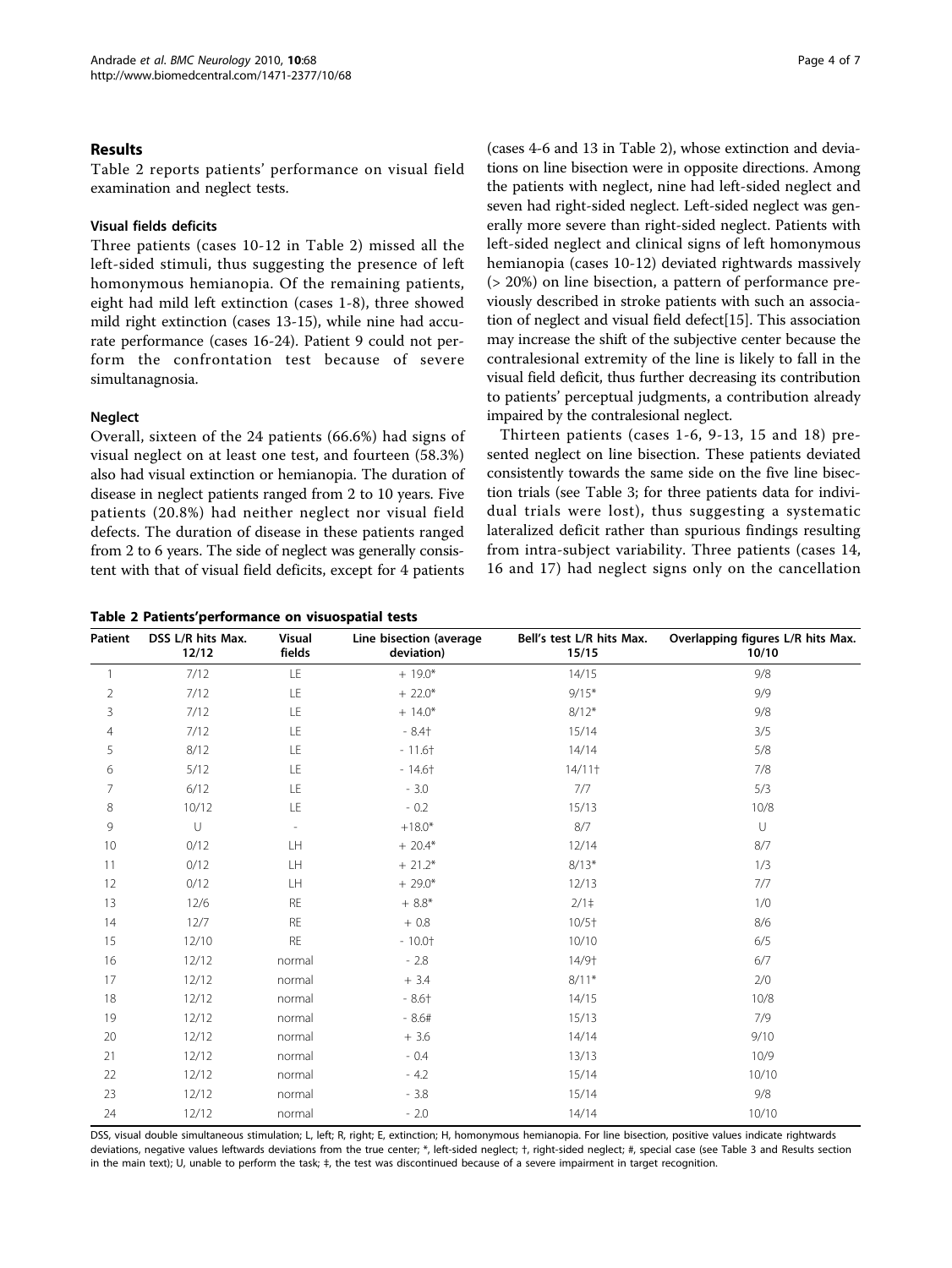## Results

Table 2 reports patients' performance on visual field examination and neglect tests.

### Visual fields deficits

Three patients (cases 10-12 in Table 2) missed all the left-sided stimuli, thus suggesting the presence of left homonymous hemianopia. Of the remaining patients, eight had mild left extinction (cases 1-8), three showed mild right extinction (cases 13-15), while nine had accurate performance (cases 16-24). Patient 9 could not perform the confrontation test because of severe simultanagnosia.

### Neglect

Overall, sixteen of the 24 patients (66.6%) had signs of visual neglect on at least one test, and fourteen (58.3%) also had visual extinction or hemianopia. The duration of disease in neglect patients ranged from 2 to 10 years. Five patients (20.8%) had neither neglect nor visual field defects. The duration of disease in these patients ranged from 2 to 6 years. The side of neglect was generally consistent with that of visual field deficits, except for 4 patients (cases 4-6 and 13 in Table 2), whose extinction and deviations on line bisection were in opposite directions. Among the patients with neglect, nine had left-sided neglect and seven had right-sided neglect. Left-sided neglect was generally more severe than right-sided neglect. Patients with left-sided neglect and clinical signs of left homonymous hemianopia (cases 10-12) deviated rightwards massively (> 20%) on line bisection, a pattern of performance previously described in stroke patients with such an association of neglect and visual field defect[15]. This association may increase the shift of the subjective center because the contralesional extremity of the line is likely to fall in the visual field deficit, thus further decreasing its contribution to patients' perceptual judgments, a contribution already impaired by the contralesional neglect.

Thirteen patients (cases 1-6, 9-13, 15 and 18) presented neglect on line bisection. These patients deviated consistently towards the same side on the five line bisection trials (see Table 3; for three patients data for individual trials were lost), thus suggesting a systematic lateralized deficit rather than spurious findings resulting from intra-subject variability. Three patients (cases 14, 16 and 17) had neglect signs only on the cancellation

**Table 2 Patients'performance on visuospatial tests**

| Patient | DSS L/R hits Max. 12/12 | Visual fields | Line bisection (average deviation) | Bell's test L/R hits Max. 15/15 | Overlapping figures L/R hits Max. 10/10 |
|---|---|---|---|---|---|
| 1 | 7/12 | LE | + 19.0* | 14/15 | 9/8 |
| 2 | 7/12 | LE | + 22.0* | 9/15* | 9/9 |
| 3 | 7/12 | LE | + 14.0* | 8/12* | 9/8 |
| 4 | 7/12 | LE | - 8.4† | 15/14 | 3/5 |
| 5 | 8/12 | LE | - 11.6† | 14/14 | 5/8 |
| 6 | 5/12 | LE | - 14.6† | 14/11† | 7/8 |
| 7 | 6/12 | LE | - 3.0 | 7/7 | 5/3 |
| 8 | 10/12 | LE | - 0.2 | 15/13 | 10/8 |
| 9 | U | - | +18.0* | 8/7 | U |
| 10 | 0/12 | LH | + 20.4* | 12/14 | 8/7 |
| 11 | 0/12 | LH | + 21.2* | 8/13* | 1/3 |
| 12 | 0/12 | LH | + 29.0* | 12/13 | 7/7 |
| 13 | 12/6 | RE | + 8.8* | 2/1‡ | 1/0 |
| 14 | 12/7 | RE | + 0.8 | 10/5† | 8/6 |
| 15 | 12/10 | RE | - 10.0† | 10/10 | 6/5 |
| 16 | 12/12 | normal | - 2.8 | 14/9† | 6/7 |
| 17 | 12/12 | normal | + 3.4 | 8/11* | 2/0 |
| 18 | 12/12 | normal | - 8.6† | 14/15 | 10/8 |
| 19 | 12/12 | normal | - 8.6# | 15/13 | 7/9 |
| 20 | 12/12 | normal | + 3.6 | 14/14 | 9/10 |
| 21 | 12/12 | normal | - 0.4 | 13/13 | 10/9 |
| 22 | 12/12 | normal | - 4.2 | 15/14 | 10/10 |
| 23 | 12/12 | normal | - 3.8 | 15/14 | 9/8 |
| 24 | 12/12 | normal | - 2.0 | 14/14 | 10/10 |

DSS, visual double simultaneous stimulation; L, left; R, right; E, extinction; H, homonymous hemianopia. For line bisection, positive values indicate rightwards deviations, negative values leftwards deviations from the true center; *, left-sided neglect; †, right-sided neglect; #, special case (see Table 3 and Results section in the main text); U, unable to perform the task; ‡, the test was discontinued because of a severe impairment in target recognition.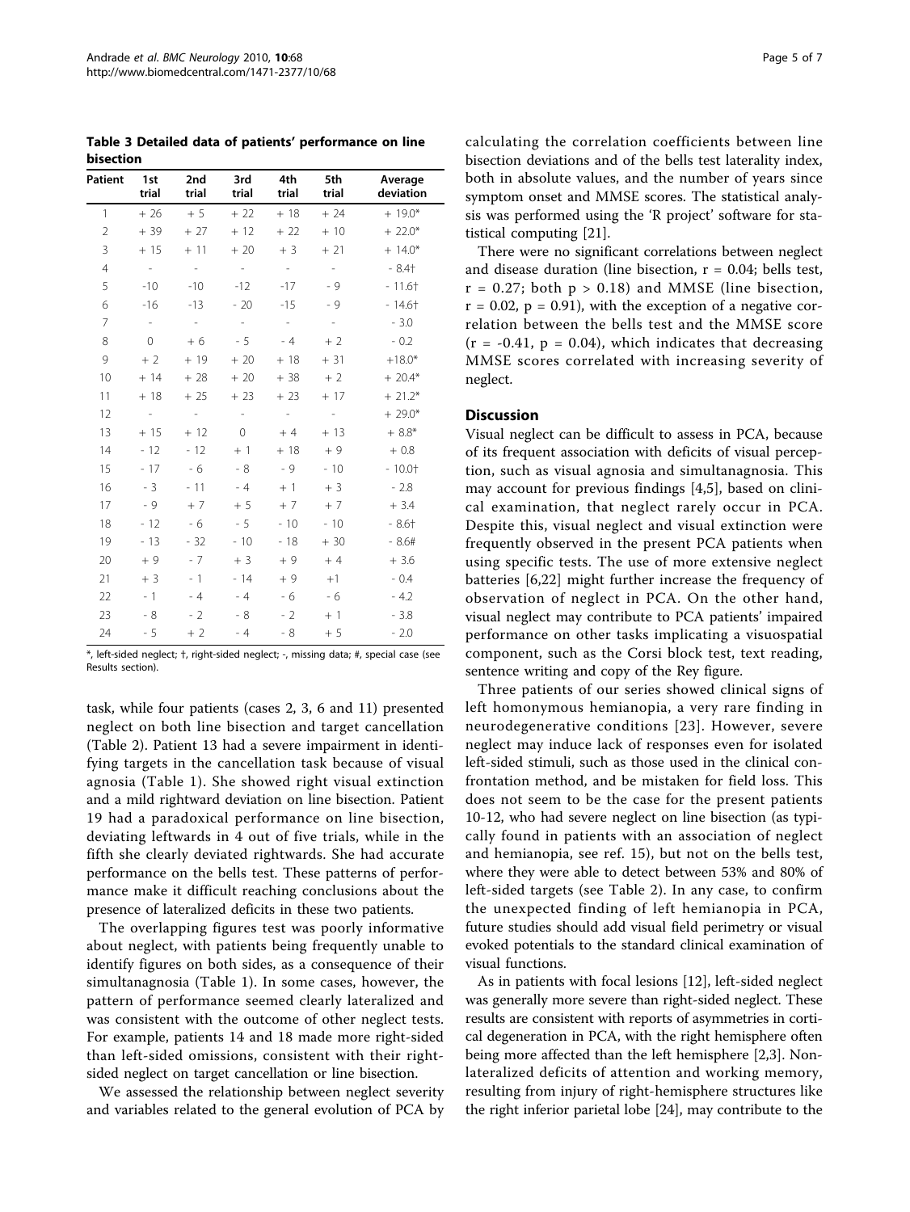**Table 3 Detailed data of patients' performance on line bisection**

| Patient | 1st trial | 2nd trial | 3rd trial | 4th trial | 5th trial | Average deviation |
|---|---|---|---|---|---|---|
| 1 | + 26 | + 5 | + 22 | + 18 | + 24 | + 19.0* |
| 2 | + 39 | + 27 | + 12 | + 22 | + 10 | + 22.0* |
| 3 | + 15 | + 11 | + 20 | + 3 | + 21 | + 14.0* |
| 4 | - | - | - | - | - | - 8.4† |
| 5 | -10 | -10 | -12 | -17 | - 9 | - 11.6† |
| 6 | -16 | -13 | - 20 | -15 | - 9 | - 14.6† |
| 7 | - | - | - | - | - | - 3.0 |
| 8 | 0 | + 6 | - 5 | - 4 | + 2 | - 0.2 |
| 9 | + 2 | + 19 | + 20 | + 18 | + 31 | +18.0* |
| 10 | + 14 | + 28 | + 20 | + 38 | + 2 | + 20.4* |
| 11 | + 18 | + 25 | + 23 | + 23 | + 17 | + 21.2* |
| 12 | - | - | - | - | - | + 29.0* |
| 13 | + 15 | + 12 | 0 | + 4 | + 13 | + 8.8* |
| 14 | - 12 | - 12 | + 1 | + 18 | + 9 | + 0.8 |
| 15 | - 17 | - 6 | - 8 | - 9 | - 10 | - 10.0† |
| 16 | - 3 | - 11 | - 4 | + 1 | + 3 | - 2.8 |
| 17 | - 9 | + 7 | + 5 | + 7 | + 7 | + 3.4 |
| 18 | - 12 | - 6 | - 5 | - 10 | - 10 | - 8.6† |
| 19 | - 13 | - 32 | - 10 | - 18 | + 30 | - 8.6# |
| 20 | + 9 | - 7 | + 3 | + 9 | + 4 | + 3.6 |
| 21 | + 3 | - 1 | - 14 | + 9 | +1 | - 0.4 |
| 22 | - 1 | - 4 | - 4 | - 6 | - 6 | - 4.2 |
| 23 | - 8 | - 2 | - 8 | - 2 | + 1 | - 3.8 |
| 24 | - 5 | + 2 | - 4 | - 8 | + 5 | - 2.0 |

*, left-sided neglect; †, right-sided neglect; -, missing data; #, special case (see Results section).

task, while four patients (cases 2, 3, 6 and 11) presented neglect on both line bisection and target cancellation (Table 2). Patient 13 had a severe impairment in identifying targets in the cancellation task because of visual agnosia (Table 1). She showed right visual extinction and a mild rightward deviation on line bisection. Patient 19 had a paradoxical performance on line bisection, deviating leftwards in 4 out of five trials, while in the fifth she clearly deviated rightwards. She had accurate performance on the bells test. These patterns of performance make it difficult reaching conclusions about the presence of lateralized deficits in these two patients.

The overlapping figures test was poorly informative about neglect, with patients being frequently unable to identify figures on both sides, as a consequence of their simultanagnosia (Table 1). In some cases, however, the pattern of performance seemed clearly lateralized and was consistent with the outcome of other neglect tests. For example, patients 14 and 18 made more right-sided than left-sided omissions, consistent with their right-sided neglect on target cancellation or line bisection.

We assessed the relationship between neglect severity and variables related to the general evolution of PCA by calculating the correlation coefficients between line bisection deviations and of the bells test laterality index, both in absolute values, and the number of years since symptom onset and MMSE scores. The statistical analysis was performed using the 'R project' software for statistical computing [21].

There were no significant correlations between neglect and disease duration (line bisection, $r = 0.04$; bells test, $r = 0.27$; both $p > 0.18$) and MMSE (line bisection, $r = 0.02$, $p = 0.91$), with the exception of a negative correlation between the bells test and the MMSE score ($r = -0.41$, $p = 0.04$), which indicates that decreasing MMSE scores correlated with increasing severity of neglect.

## Discussion

Visual neglect can be difficult to assess in PCA, because of its frequent association with deficits of visual perception, such as visual agnosia and simultanagnosia. This may account for previous findings [4,5], based on clinical examination, that neglect rarely occur in PCA. Despite this, visual neglect and visual extinction were frequently observed in the present PCA patients when using specific tests. The use of more extensive neglect batteries [6,22] might further increase the frequency of observation of neglect in PCA. On the other hand, visual neglect may contribute to PCA patients' impaired performance on other tasks implicating a visuospatial component, such as the Corsi block test, text reading, sentence writing and copy of the Rey figure.

Three patients of our series showed clinical signs of left homonymous hemianopia, a very rare finding in neurodegenerative conditions [23]. However, severe neglect may induce lack of responses even for isolated left-sided stimuli, such as those used in the clinical confrontation method, and be mistaken for field loss. This does not seem to be the case for the present patients 10-12, who had severe neglect on line bisection (as typically found in patients with an association of neglect and hemianopia, see ref. 15), but not on the bells test, where they were able to detect between 53% and 80% of left-sided targets (see Table 2). In any case, to confirm the unexpected finding of left hemianopia in PCA, future studies should add visual field perimetry or visual evoked potentials to the standard clinical examination of visual functions.

As in patients with focal lesions [12], left-sided neglect was generally more severe than right-sided neglect. These results are consistent with reports of asymmetries in cortical degeneration in PCA, with the right hemisphere often being more affected than the left hemisphere [2,3]. Non-lateralized deficits of attention and working memory, resulting from injury of right-hemisphere structures like the right inferior parietal lobe [24], may contribute to the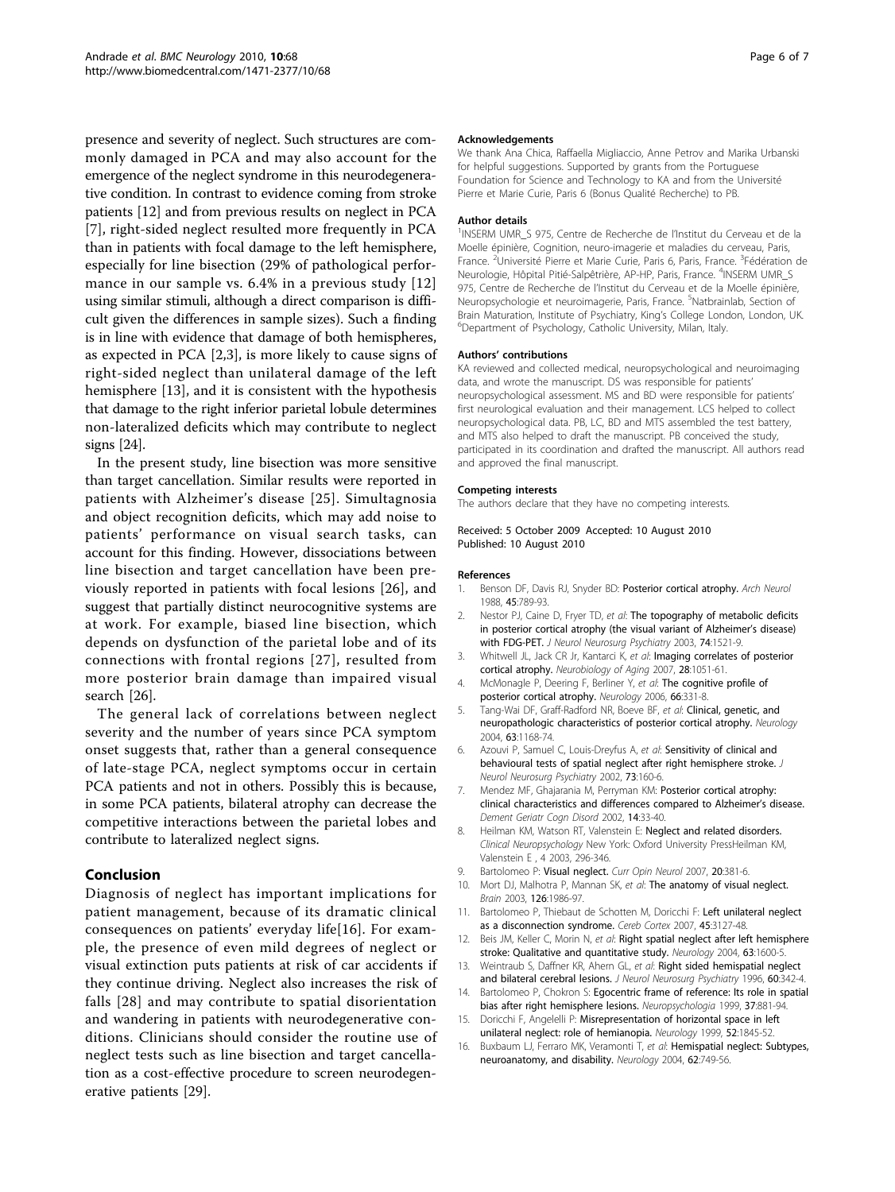presence and severity of neglect. Such structures are commonly damaged in PCA and may also account for the emergence of the neglect syndrome in this neurodegenerative condition. In contrast to evidence coming from stroke patients [12] and from previous results on neglect in PCA [7], right-sided neglect resulted more frequently in PCA than in patients with focal damage to the left hemisphere, especially for line bisection (29% of pathological performance in our sample vs. 6.4% in a previous study [12] using similar stimuli, although a direct comparison is difficult given the differences in sample sizes). Such a finding is in line with evidence that damage of both hemispheres, as expected in PCA [2,3], is more likely to cause signs of right-sided neglect than unilateral damage of the left hemisphere [13], and it is consistent with the hypothesis that damage to the right inferior parietal lobule determines non-lateralized deficits which may contribute to neglect signs [24].

In the present study, line bisection was more sensitive than target cancellation. Similar results were reported in patients with Alzheimer's disease [25]. Simultagnosia and object recognition deficits, which may add noise to patients' performance on visual search tasks, can account for this finding. However, dissociations between line bisection and target cancellation have been previously reported in patients with focal lesions [26], and suggest that partially distinct neurocognitive systems are at work. For example, biased line bisection, which depends on dysfunction of the parietal lobe and of its connections with frontal regions [27], resulted from more posterior brain damage than impaired visual search [26].

The general lack of correlations between neglect severity and the number of years since PCA symptom onset suggests that, rather than a general consequence of late-stage PCA, neglect symptoms occur in certain PCA patients and not in others. Possibly this is because, in some PCA patients, bilateral atrophy can decrease the competitive interactions between the parietal lobes and contribute to lateralized neglect signs.

## Conclusion

Diagnosis of neglect has important implications for patient management, because of its dramatic clinical consequences on patients' everyday life[16]. For example, the presence of even mild degrees of neglect or visual extinction puts patients at risk of car accidents if they continue driving. Neglect also increases the risk of falls [28] and may contribute to spatial disorientation and wandering in patients with neurodegenerative conditions. Clinicians should consider the routine use of neglect tests such as line bisection and target cancellation as a cost-effective procedure to screen neurodegenerative patients [29].

#### Acknowledgements

We thank Ana Chica, Raffaella Migliaccio, Anne Petrov and Marika Urbanski for helpful suggestions. Supported by grants from the Portuguese Foundation for Science and Technology to KA and from the Université Pierre et Marie Curie, Paris 6 (Bonus Qualité Recherche) to PB.

#### Author details

[1]INSERM UMR_S 975, Centre de Recherche de l'Institut du Cerveau et de la Moelle épinière, Cognition, neuro-imagerie et maladies du cerveau, Paris, France. [2]Université Pierre et Marie Curie, Paris 6, Paris, France. [3]Fédération de Neurologie, Hôpital Pitié-Salpêtrière, AP-HP, Paris, France. [4]INSERM UMR_S 975, Centre de Recherche de l'Institut du Cerveau et de la Moelle épinière, Neuropsychologie et neuroimagerie, Paris, France. [5]Natbrainlab, Section of Brain Maturation, Institute of Psychiatry, King's College London, London, UK. [6]Department of Psychology, Catholic University, Milan, Italy.

#### Authors' contributions

KA reviewed and collected medical, neuropsychological and neuroimaging data, and wrote the manuscript. DS was responsible for patients' neuropsychological assessment. MS and BD were responsible for patients' first neurological evaluation and their management. LCS helped to collect neuropsychological data. PB, LC, BD and MTS assembled the test battery, and MTS also helped to draft the manuscript. PB conceived the study, participated in its coordination and drafted the manuscript. All authors read and approved the final manuscript.

#### Competing interests

The authors declare that they have no competing interests.

Received: 5 October 2009 Accepted: 10 August 2010
Published: 10 August 2010

#### References

1. Benson DF, Davis RJ, Snyder BD: **Posterior cortical atrophy.** *Arch Neurol* 1988, **45**:789-93.
2. Nestor PJ, Caine D, Fryer TD, *et al*: **The topography of metabolic deficits in posterior cortical atrophy (the visual variant of Alzheimer's disease) with FDG-PET.** *J Neurol Neurosurg Psychiatry* 2003, **74**:1521-9.
3. Whitwell JL, Jack CR Jr, Kantarci K, *et al*: **Imaging correlates of posterior cortical atrophy.** *Neurobiology of Aging* 2007, **28**:1051-61.
4. McMonagle P, Deering F, Berliner Y, *et al*: **The cognitive profile of posterior cortical atrophy.** *Neurology* 2006, **66**:331-8.
5. Tang-Wai DF, Graff-Radford NR, Boeve BF, *et al*: **Clinical, genetic, and neuropathologic characteristics of posterior cortical atrophy.** *Neurology* 2004, **63**:1168-74.
6. Azouvi P, Samuel C, Louis-Dreyfus A, *et al*: **Sensitivity of clinical and behavioural tests of spatial neglect after right hemisphere stroke.** *J Neurol Neurosurg Psychiatry* 2002, **73**:160-6.
7. Mendez MF, Ghajarania M, Perryman KM: **Posterior cortical atrophy: clinical characteristics and differences compared to Alzheimer's disease.** *Dement Geriatr Cogn Disord* 2002, **14**:33-40.
8. Heilman KM, Watson RT, Valenstein E: **Neglect and related disorders.** *Clinical Neuropsychology* New York: Oxford University PressHeilman KM, Valenstein E , 4 2003, 296-346.
9. Bartolomeo P: **Visual neglect.** *Curr Opin Neurol* 2007, **20**:381-6.
10. Mort DJ, Malhotra P, Mannan SK, *et al*: **The anatomy of visual neglect.** *Brain* 2003, **126**:1986-97.
11. Bartolomeo P, Thiebaut de Schotten M, Doricchi F: **Left unilateral neglect as a disconnection syndrome.** *Cereb Cortex* 2007, **45**:3127-48.
12. Beis JM, Keller C, Morin N, *et al*: **Right spatial neglect after left hemisphere stroke: Qualitative and quantitative study.** *Neurology* 2004, **63**:1600-5.
13. Weintraub S, Daffner KR, Ahern GL, *et al*: **Right sided hemispatial neglect and bilateral cerebral lesions.** *J Neurol Neurosurg Psychiatry* 1996, **60**:342-4.
14. Bartolomeo P, Chokron S: **Egocentric frame of reference: Its role in spatial bias after right hemisphere lesions.** *Neuropsychologia* 1999, **37**:881-94.
15. Doricchi F, Angelelli P: **Misrepresentation of horizontal space in left unilateral neglect: role of hemianopia.** *Neurology* 1999, **52**:1845-52.
16. Buxbaum LJ, Ferraro MK, Veramonti T, *et al*: **Hemispatial neglect: Subtypes, neuroanatomy, and disability.** *Neurology* 2004, **62**:749-56.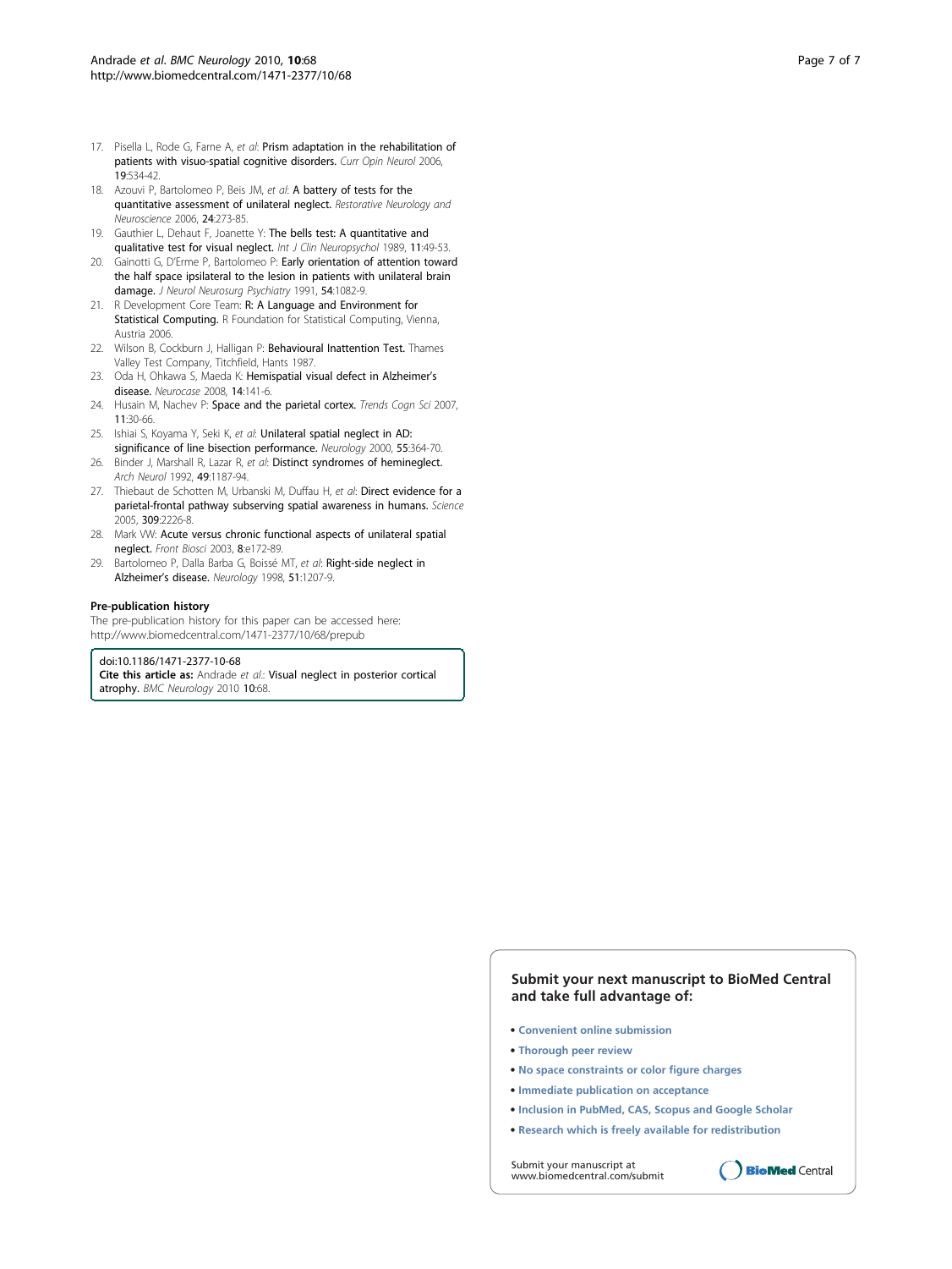17. Pisella L, Rode G, Farne A, *et al*: **Prism adaptation in the rehabilitation of patients with visuo-spatial cognitive disorders.** *Curr Opin Neurol* 2006, **19**:534-42.
18. Azouvi P, Bartolomeo P, Beis JM, *et al*: **A battery of tests for the quantitative assessment of unilateral neglect.** *Restorative Neurology and Neuroscience* 2006, **24**:273-85.
19. Gauthier L, Dehaut F, Joanette Y: **The bells test: A quantitative and qualitative test for visual neglect.** *Int J Clin Neuropsychol* 1989, **11**:49-53.
20. Gainotti G, D'Erme P, Bartolomeo P: **Early orientation of attention toward the half space ipsilateral to the lesion in patients with unilateral brain damage.** *J Neurol Neurosurg Psychiatry* 1991, **54**:1082-9.
21. R Development Core Team: **R: A Language and Environment for Statistical Computing.** R Foundation for Statistical Computing, Vienna, Austria 2006.
22. Wilson B, Cockburn J, Halligan P: **Behavioural Inattention Test.** Thames Valley Test Company, Titchfield, Hants 1987.
23. Oda H, Ohkawa S, Maeda K: **Hemispatial visual defect in Alzheimer's disease.** *Neurocase* 2008, **14**:141-6.
24. Husain M, Nachev P: **Space and the parietal cortex.** *Trends Cogn Sci* 2007, **11**:30-66.
25. Ishiai S, Koyama Y, Seki K, *et al*: **Unilateral spatial neglect in AD: significance of line bisection performance.** *Neurology* 2000, **55**:364-70.
26. Binder J, Marshall R, Lazar R, *et al*: **Distinct syndromes of hemineglect.** *Arch Neurol* 1992, **49**:1187-94.
27. Thiebaut de Schotten M, Urbanski M, Duffau H, *et al*: **Direct evidence for a parietal-frontal pathway subserving spatial awareness in humans.** *Science* 2005, **309**:2226-8.
28. Mark VW: **Acute versus chronic functional aspects of unilateral spatial neglect.** *Front Biosci* 2003, **8**:e172-89.
29. Bartolomeo P, Dalla Barba G, Boissé MT, *et al*: **Right-side neglect in Alzheimer's disease.** *Neurology* 1998, **51**:1207-9.

### Pre-publication history

The pre-publication history for this paper can be accessed here:
http://www.biomedcentral.com/1471-2377/10/68/prepub

doi:10.1186/1471-2377-10-68
**Cite this article as:** Andrade *et al.*: Visual neglect in posterior cortical atrophy. *BMC Neurology* 2010 **10**:68.

**Submit your next manuscript to BioMed Central and take full advantage of:**

- Convenient online submission
- Thorough peer review
- No space constraints or color figure charges
- Immediate publication on acceptance
- Inclusion in PubMed, CAS, Scopus and Google Scholar
- Research which is freely available for redistribution

Submit your manuscript at
www.biomedcentral.com/submit

BioMed Central